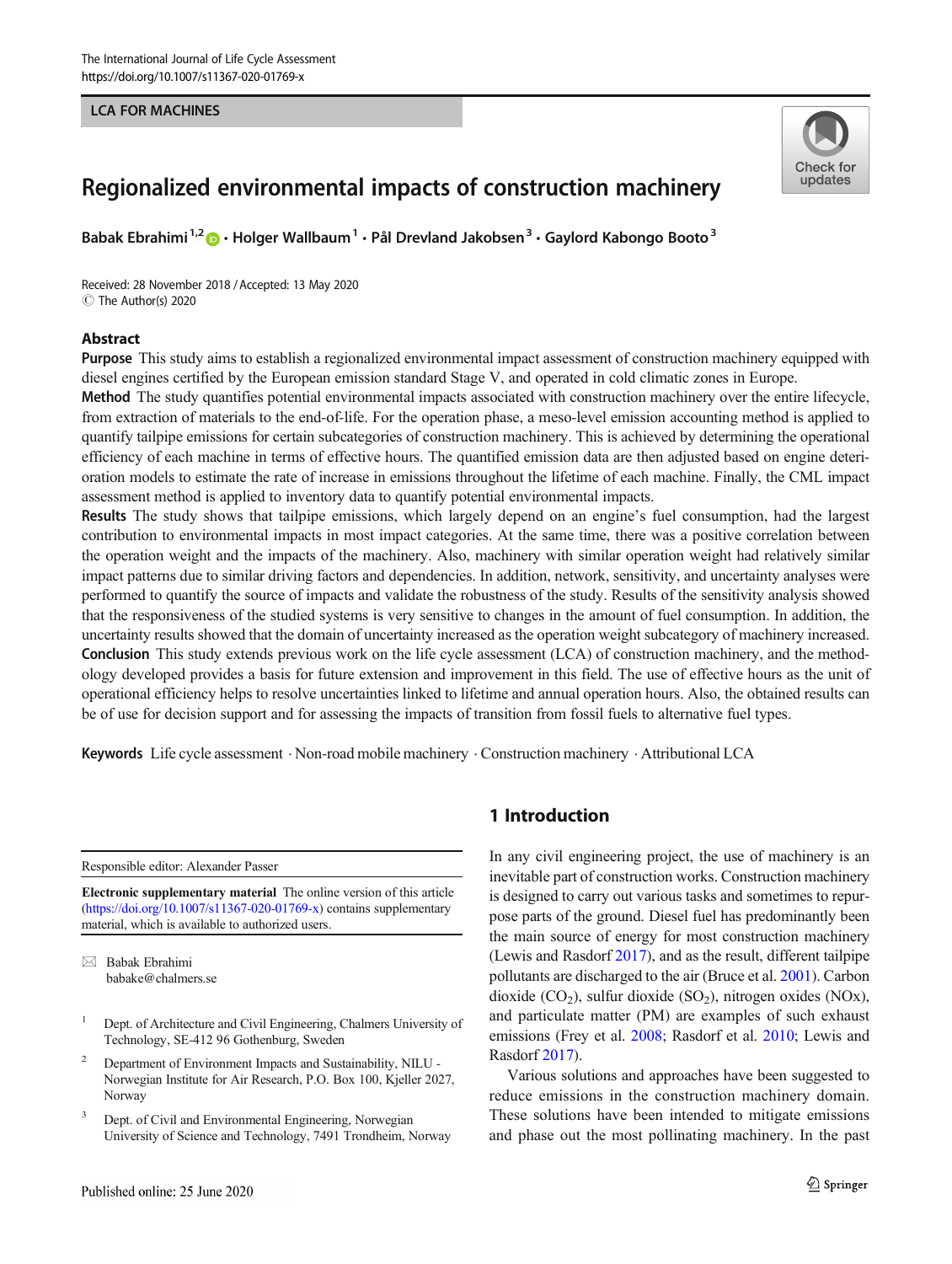LCA FOR MACHINES

# Regionalized environmental impacts of construction machinery

Babak Ebrahimi[1,2] · Holger Wallbaum[1] · Pål Drevland Jakobsen[3] · Gaylord Kabongo Booto[3]

Received: 28 November 2018 / Accepted: 13 May 2020
© The Author(s) 2020

## Abstract

**Purpose** This study aims to establish a regionalized environmental impact assessment of construction machinery equipped with diesel engines certified by the European emission standard Stage V, and operated in cold climatic zones in Europe.

**Method** The study quantifies potential environmental impacts associated with construction machinery over the entire lifecycle, from extraction of materials to the end-of-life. For the operation phase, a meso-level emission accounting method is applied to quantify tailpipe emissions for certain subcategories of construction machinery. This is achieved by determining the operational efficiency of each machine in terms of effective hours. The quantified emission data are then adjusted based on engine deterioration models to estimate the rate of increase in emissions throughout the lifetime of each machine. Finally, the CML impact assessment method is applied to inventory data to quantify potential environmental impacts.

**Results** The study shows that tailpipe emissions, which largely depend on an engine's fuel consumption, had the largest contribution to environmental impacts in most impact categories. At the same time, there was a positive correlation between the operation weight and the impacts of the machinery. Also, machinery with similar operation weight had relatively similar impact patterns due to similar driving factors and dependencies. In addition, network, sensitivity, and uncertainty analyses were performed to quantify the source of impacts and validate the robustness of the study. Results of the sensitivity analysis showed that the responsiveness of the studied systems is very sensitive to changes in the amount of fuel consumption. In addition, the uncertainty results showed that the domain of uncertainty increased as the operation weight subcategory of machinery increased.

**Conclusion** This study extends previous work on the life cycle assessment (LCA) of construction machinery, and the methodology developed provides a basis for future extension and improvement in this field. The use of effective hours as the unit of operational efficiency helps to resolve uncertainties linked to lifetime and annual operation hours. Also, the obtained results can be of use for decision support and for assessing the impacts of transition from fossil fuels to alternative fuel types.

**Keywords** Life cycle assessment · Non-road mobile machinery · Construction machinery · Attributional LCA

## 1 Introduction

In any civil engineering project, the use of machinery is an inevitable part of construction works. Construction machinery is designed to carry out various tasks and sometimes to repurpose parts of the ground. Diesel fuel has predominantly been the main source of energy for most construction machinery (Lewis and Rasdorf 2017), and as the result, different tailpipe pollutants are discharged to the air (Bruce et al. 2001). Carbon dioxide ($CO_2$), sulfur dioxide ($SO_2$), nitrogen oxides (NOx), and particulate matter (PM) are examples of such exhaust emissions (Frey et al. 2008; Rasdorf et al. 2010; Lewis and Rasdorf 2017).

Various solutions and approaches have been suggested to reduce emissions in the construction machinery domain. These solutions have been intended to mitigate emissions and phase out the most pollinating machinery. In the past

---

Responsible editor: Alexander Passer

**Electronic supplementary material** The online version of this article (https://doi.org/10.1007/s11367-020-01769-x) contains supplementary material, which is available to authorized users.

✉ Babak Ebrahimi
babake@chalmers.se

[1] Dept. of Architecture and Civil Engineering, Chalmers University of Technology, SE-412 96 Gothenburg, Sweden

[2] Department of Environment Impacts and Sustainability, NILU - Norwegian Institute for Air Research, P.O. Box 100, Kjeller 2027, Norway

[3] Dept. of Civil and Environmental Engineering, Norwegian University of Science and Technology, 7491 Trondheim, Norway

Published online: 25 June 2020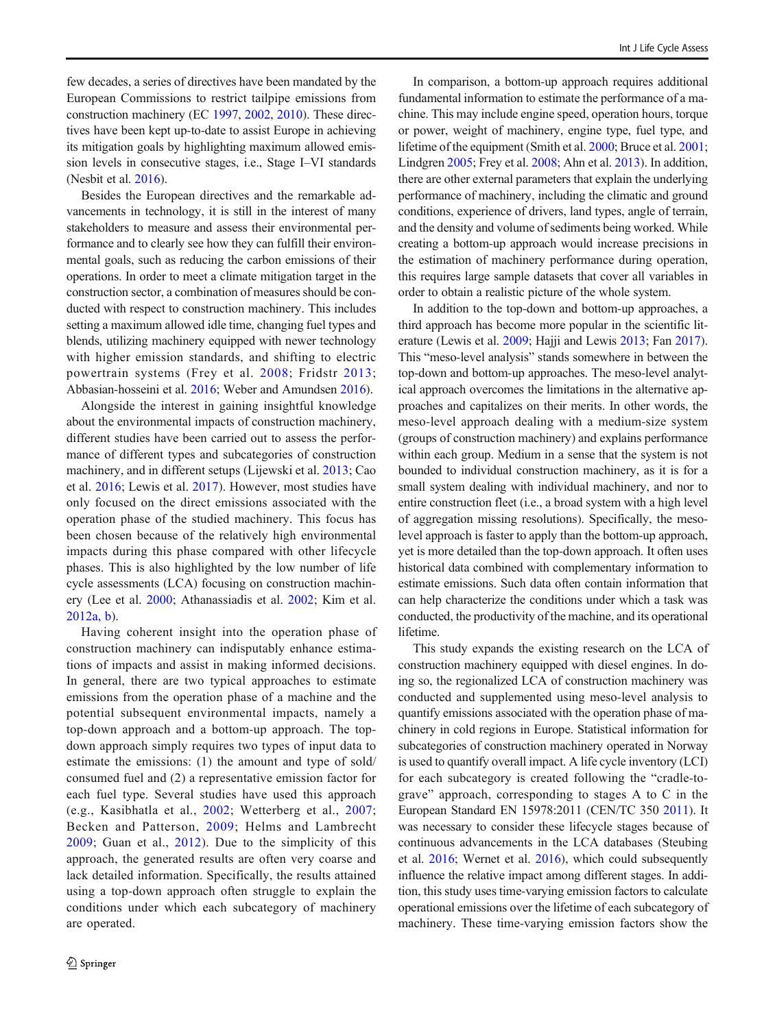few decades, a series of directives have been mandated by the European Commissions to restrict tailpipe emissions from construction machinery (EC 1997, 2002, 2010). These directives have been kept up-to-date to assist Europe in achieving its mitigation goals by highlighting maximum allowed emission levels in consecutive stages, i.e., Stage I–VI standards (Nesbit et al. 2016).

Besides the European directives and the remarkable advancements in technology, it is still in the interest of many stakeholders to measure and assess their environmental performance and to clearly see how they can fulfill their environmental goals, such as reducing the carbon emissions of their operations. In order to meet a climate mitigation target in the construction sector, a combination of measures should be conducted with respect to construction machinery. This includes setting a maximum allowed idle time, changing fuel types and blends, utilizing machinery equipped with newer technology with higher emission standards, and shifting to electric powertrain systems (Frey et al. 2008; Fridstr 2013; Abbasian-hosseini et al. 2016; Weber and Amundsen 2016).

Alongside the interest in gaining insightful knowledge about the environmental impacts of construction machinery, different studies have been carried out to assess the performance of different types and subcategories of construction machinery, and in different setups (Lijewski et al. 2013; Cao et al. 2016; Lewis et al. 2017). However, most studies have only focused on the direct emissions associated with the operation phase of the studied machinery. This focus has been chosen because of the relatively high environmental impacts during this phase compared with other lifecycle phases. This is also highlighted by the low number of life cycle assessments (LCA) focusing on construction machinery (Lee et al. 2000; Athanassiadis et al. 2002; Kim et al. 2012a, b).

Having coherent insight into the operation phase of construction machinery can indisputably enhance estimations of impacts and assist in making informed decisions. In general, there are two typical approaches to estimate emissions from the operation phase of a machine and the potential subsequent environmental impacts, namely a top-down approach and a bottom-up approach. The top-down approach simply requires two types of input data to estimate the emissions: (1) the amount and type of sold/consumed fuel and (2) a representative emission factor for each fuel type. Several studies have used this approach (e.g., Kasibhatla et al., 2002; Wetterberg et al., 2007; Becken and Patterson, 2009; Helms and Lambrecht 2009; Guan et al., 2012). Due to the simplicity of this approach, the generated results are often very coarse and lack detailed information. Specifically, the results attained using a top-down approach often struggle to explain the conditions under which each subcategory of machinery are operated.

In comparison, a bottom-up approach requires additional fundamental information to estimate the performance of a machine. This may include engine speed, operation hours, torque or power, weight of machinery, engine type, fuel type, and lifetime of the equipment (Smith et al. 2000; Bruce et al. 2001; Lindgren 2005; Frey et al. 2008; Ahn et al. 2013). In addition, there are other external parameters that explain the underlying performance of machinery, including the climatic and ground conditions, experience of drivers, land types, angle of terrain, and the density and volume of sediments being worked. While creating a bottom-up approach would increase precisions in the estimation of machinery performance during operation, this requires large sample datasets that cover all variables in order to obtain a realistic picture of the whole system.

In addition to the top-down and bottom-up approaches, a third approach has become more popular in the scientific literature (Lewis et al. 2009; Hajji and Lewis 2013; Fan 2017). This "meso-level analysis" stands somewhere in between the top-down and bottom-up approaches. The meso-level analytical approach overcomes the limitations in the alternative approaches and capitalizes on their merits. In other words, the meso-level approach dealing with a medium-size system (groups of construction machinery) and explains performance within each group. Medium in a sense that the system is not bounded to individual construction machinery, as it is for a small system dealing with individual machinery, and nor to entire construction fleet (i.e., a broad system with a high level of aggregation missing resolutions). Specifically, the meso-level approach is faster to apply than the bottom-up approach, yet is more detailed than the top-down approach. It often uses historical data combined with complementary information to estimate emissions. Such data often contain information that can help characterize the conditions under which a task was conducted, the productivity of the machine, and its operational lifetime.

This study expands the existing research on the LCA of construction machinery equipped with diesel engines. In doing so, the regionalized LCA of construction machinery was conducted and supplemented using meso-level analysis to quantify emissions associated with the operation phase of machinery in cold regions in Europe. Statistical information for subcategories of construction machinery operated in Norway is used to quantify overall impact. A life cycle inventory (LCI) for each subcategory is created following the "cradle-to-grave" approach, corresponding to stages A to C in the European Standard EN 15978:2011 (CEN/TC 350 2011). It was necessary to consider these lifecycle stages because of continuous advancements in the LCA databases (Steubing et al. 2016; Wernet et al. 2016), which could subsequently influence the relative impact among different stages. In addition, this study uses time-varying emission factors to calculate operational emissions over the lifetime of each subcategory of machinery. These time-varying emission factors show the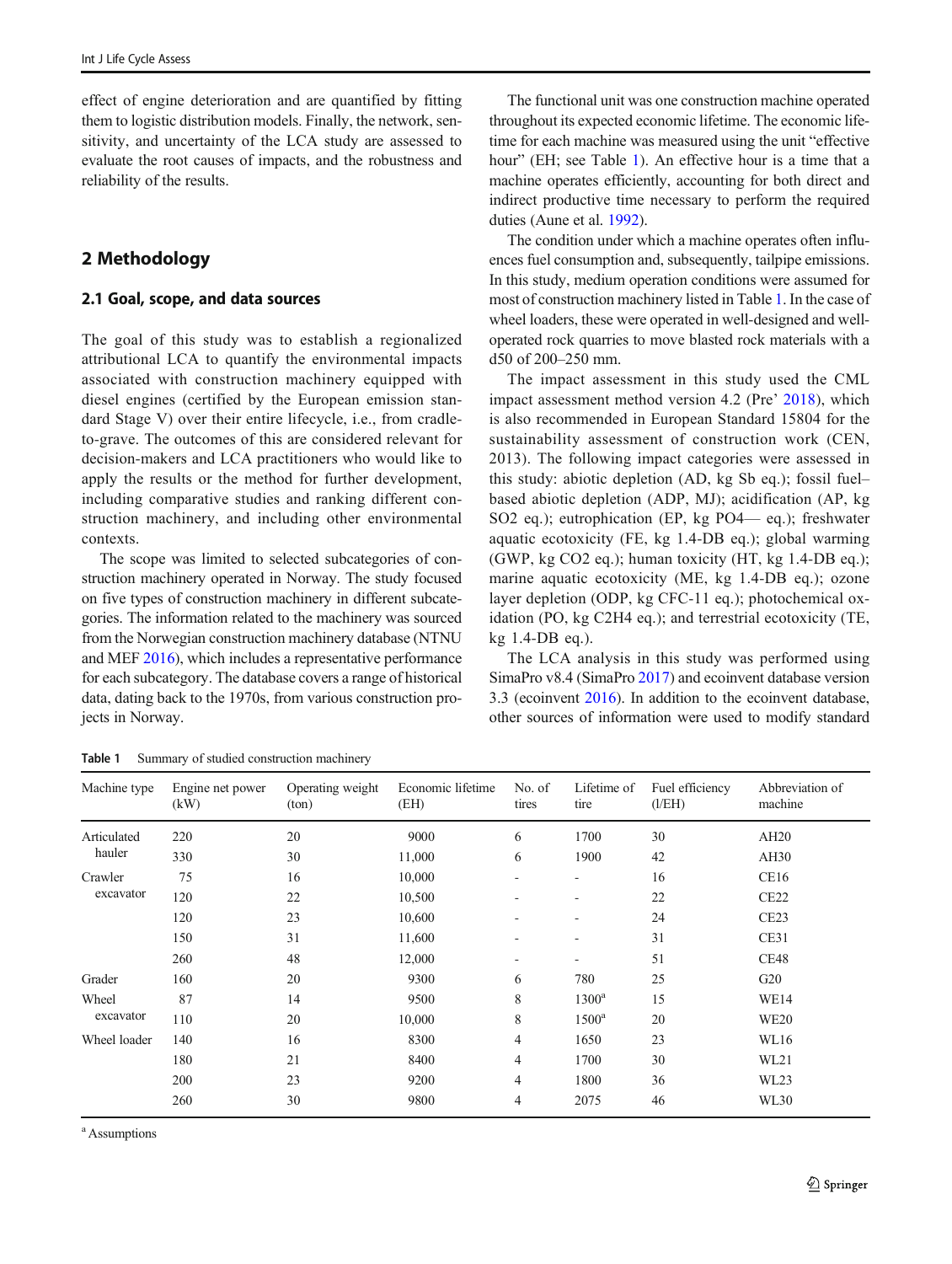effect of engine deterioration and are quantified by fitting them to logistic distribution models. Finally, the network, sensitivity, and uncertainty of the LCA study are assessed to evaluate the root causes of impacts, and the robustness and reliability of the results.

## 2 Methodology

### 2.1 Goal, scope, and data sources

The goal of this study was to establish a regionalized attributional LCA to quantify the environmental impacts associated with construction machinery equipped with diesel engines (certified by the European emission standard Stage V) over their entire lifecycle, i.e., from cradle-to-grave. The outcomes of this are considered relevant for decision-makers and LCA practitioners who would like to apply the results or the method for further development, including comparative studies and ranking different construction machinery, and including other environmental contexts.

The scope was limited to selected subcategories of construction machinery operated in Norway. The study focused on five types of construction machinery in different subcategories. The information related to the machinery was sourced from the Norwegian construction machinery database (NTNU and MEF 2016), which includes a representative performance for each subcategory. The database covers a range of historical data, dating back to the 1970s, from various construction projects in Norway.

The functional unit was one construction machine operated throughout its expected economic lifetime. The economic lifetime for each machine was measured using the unit "effective hour" (EH; see Table 1). An effective hour is a time that a machine operates efficiently, accounting for both direct and indirect productive time necessary to perform the required duties (Aune et al. 1992).

The condition under which a machine operates often influences fuel consumption and, subsequently, tailpipe emissions. In this study, medium operation conditions were assumed for most of construction machinery listed in Table 1. In the case of wheel loaders, these were operated in well-designed and well-operated rock quarries to move blasted rock materials with a d50 of 200–250 mm.

The impact assessment in this study used the CML impact assessment method version 4.2 (Pre' 2018), which is also recommended in European Standard 15804 for the sustainability assessment of construction work (CEN, 2013). The following impact categories were assessed in this study: abiotic depletion (AD, kg Sb eq.); fossil fuel–based abiotic depletion (ADP, MJ); acidification (AP, kg $SO_2$ eq.); eutrophication (EP, kg $PO_4$— eq.); freshwater aquatic ecotoxicity (FE, kg 1.4-DB eq.); global warming (GWP, kg $CO_2$ eq.); human toxicity (HT, kg 1.4-DB eq.); marine aquatic ecotoxicity (ME, kg 1.4-DB eq.); ozone layer depletion (ODP, kg CFC-11 eq.); photochemical oxidation (PO, kg $C_2H_4$ eq.); and terrestrial ecotoxicity (TE, kg 1.4-DB eq.).

The LCA analysis in this study was performed using SimaPro v8.4 (SimaPro 2017) and ecoinvent database version 3.3 (ecoinvent 2016). In addition to the ecoinvent database, other sources of information were used to modify standard

**Table 1** Summary of studied construction machinery

| Machine type | Engine net power (kW) | Operating weight (ton) | Economic lifetime (EH) | No. of tires | Lifetime of tire | Fuel efficiency (l/EH) | Abbreviation of machine |
|---|---|---|---|---|---|---|---|
| Articulated hauler | 220 | 20 | 9000 | 6 | 1700 | 30 | AH20 |
| | 330 | 30 | 11,000 | 6 | 1900 | 42 | AH30 |
| Crawler excavator | 75 | 16 | 10,000 | - | - | 16 | CE16 |
| | 120 | 22 | 10,500 | - | - | 22 | CE22 |
| | 120 | 23 | 10,600 | - | - | 24 | CE23 |
| | 150 | 31 | 11,600 | - | - | 31 | CE31 |
| | 260 | 48 | 12,000 | - | - | 51 | CE48 |
| Grader | 160 | 20 | 9300 | 6 | 780 | 25 | G20 |
| Wheel excavator | 87 | 14 | 9500 | 8 | 1300[a] | 15 | WE14 |
| | 110 | 20 | 10,000 | 8 | 1500[a] | 20 | WE20 |
| Wheel loader | 140 | 16 | 8300 | 4 | 1650 | 23 | WL16 |
| | 180 | 21 | 8400 | 4 | 1700 | 30 | WL21 |
| | 200 | 23 | 9200 | 4 | 1800 | 36 | WL23 |
| | 260 | 30 | 9800 | 4 | 2075 | 46 | WL30 |

[a] Assumptions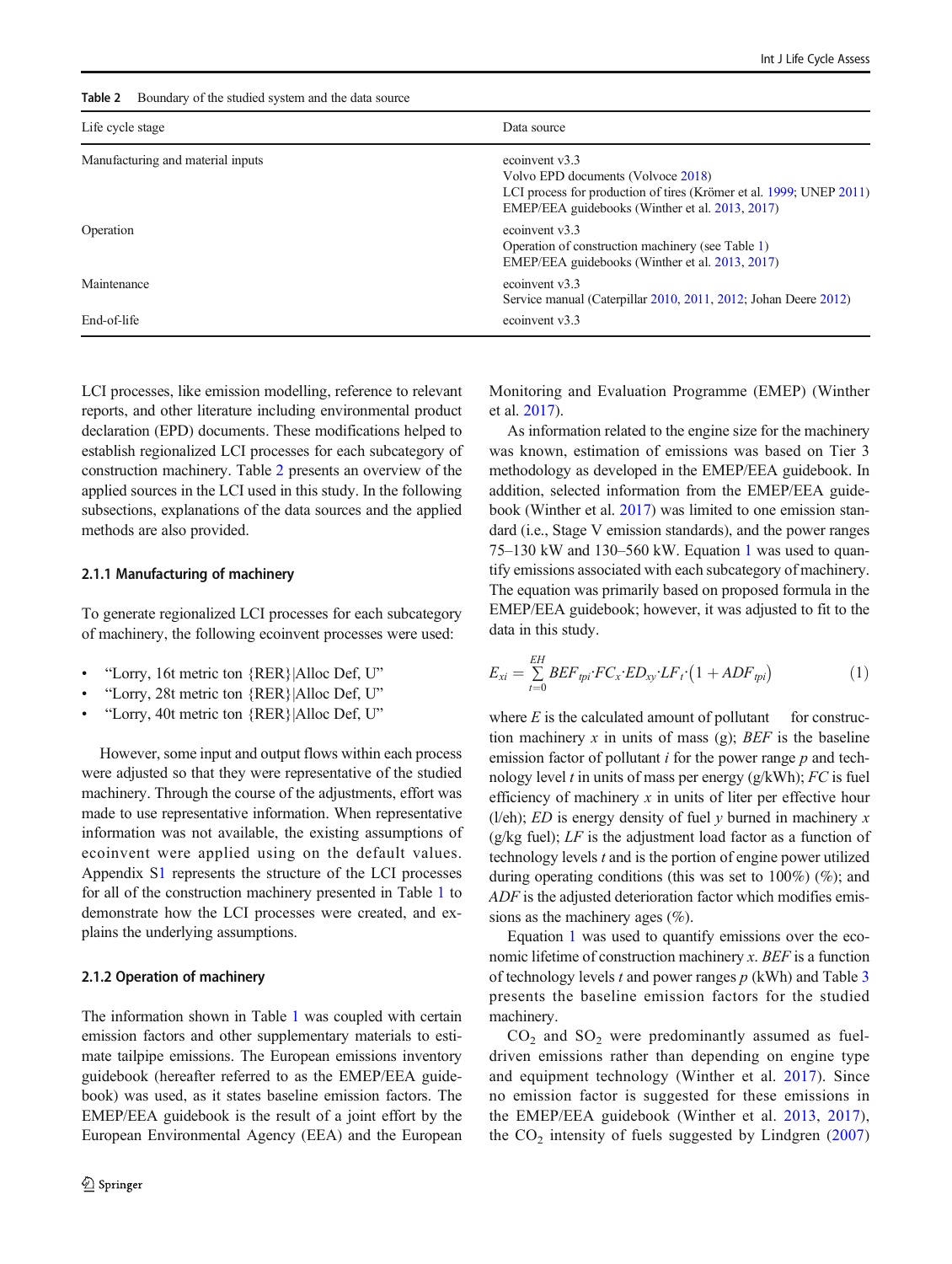Table 2 Boundary of the studied system and the data source

| Life cycle stage | Data source |
|---|---|
| Manufacturing and material inputs | ecoinvent v3.3<br>Volvo EPD documents (Volvoce 2018)<br>LCI process for production of tires (Krömer et al. 1999; UNEP 2011)<br>EMEP/EEA guidebooks (Winther et al. 2013, 2017) |
| Operation | ecoinvent v3.3<br>Operation of construction machinery (see Table 1)<br>EMEP/EEA guidebooks (Winther et al. 2013, 2017) |
| Maintenance | ecoinvent v3.3<br>Service manual (Caterpillar 2010, 2011, 2012; Johan Deere 2012) |
| End-of-life | ecoinvent v3.3 |

LCI processes, like emission modelling, reference to relevant reports, and other literature including environmental product declaration (EPD) documents. These modifications helped to establish regionalized LCI processes for each subcategory of construction machinery. Table 2 presents an overview of the applied sources in the LCI used in this study. In the following subsections, explanations of the data sources and the applied methods are also provided.

### 2.1.1 Manufacturing of machinery

To generate regionalized LCI processes for each subcategory of machinery, the following ecoinvent processes were used:

- "Lorry, 16t metric ton {RER}|Alloc Def, U"
- "Lorry, 28t metric ton {RER}|Alloc Def, U"
- "Lorry, 40t metric ton {RER}|Alloc Def, U"

However, some input and output flows within each process were adjusted so that they were representative of the studied machinery. Through the course of the adjustments, effort was made to use representative information. When representative information was not available, the existing assumptions of ecoinvent were applied using on the default values. Appendix S1 represents the structure of the LCI processes for all of the construction machinery presented in Table 1 to demonstrate how the LCI processes were created, and explains the underlying assumptions.

### 2.1.2 Operation of machinery

The information shown in Table 1 was coupled with certain emission factors and other supplementary materials to estimate tailpipe emissions. The European emissions inventory guidebook (hereafter referred to as the EMEP/EEA guidebook) was used, as it states baseline emission factors. The EMEP/EEA guidebook is the result of a joint effort by the European Environmental Agency (EEA) and the European Monitoring and Evaluation Programme (EMEP) (Winther et al. 2017).

As information related to the engine size for the machinery was known, estimation of emissions was based on Tier 3 methodology as developed in the EMEP/EEA guidebook. In addition, selected information from the EMEP/EEA guidebook (Winther et al. 2017) was limited to one emission standard (i.e., Stage V emission standards), and the power ranges 75–130 kW and 130–560 kW. Equation 1 was used to quantify emissions associated with each subcategory of machinery. The equation was primarily based on proposed formula in the EMEP/EEA guidebook; however, it was adjusted to fit to the data in this study.

$$E_{xi} = \sum_{t=0}^{EH} BEF_{tpi} \cdot FC_x \cdot ED_{xy} \cdot LF_t \cdot \left(1 + ADF_{tpi}\right) \tag{1}$$

where $E$ is the calculated amount of pollutant for construction machinery $x$ in units of mass (g); $BEF$ is the baseline emission factor of pollutant $i$ for the power range $p$ and technology level $t$ in units of mass per energy (g/kWh); $FC$ is fuel efficiency of machinery $x$ in units of liter per effective hour (l/eh); $ED$ is energy density of fuel $y$ burned in machinery $x$ (g/kg fuel); $LF$ is the adjustment load factor as a function of technology levels $t$ and is the portion of engine power utilized during operating conditions (this was set to 100%) (%); and $ADF$ is the adjusted deterioration factor which modifies emissions as the machinery ages (%).

Equation 1 was used to quantify emissions over the economic lifetime of construction machinery $x$. $BEF$ is a function of technology levels $t$ and power ranges $p$ (kWh) and Table 3 presents the baseline emission factors for the studied machinery.

$CO_2$ and $SO_2$ were predominantly assumed as fuel-driven emissions rather than depending on engine type and equipment technology (Winther et al. 2017). Since no emission factor is suggested for these emissions in the EMEP/EEA guidebook (Winther et al. 2013, 2017), the $CO_2$ intensity of fuels suggested by Lindgren (2007)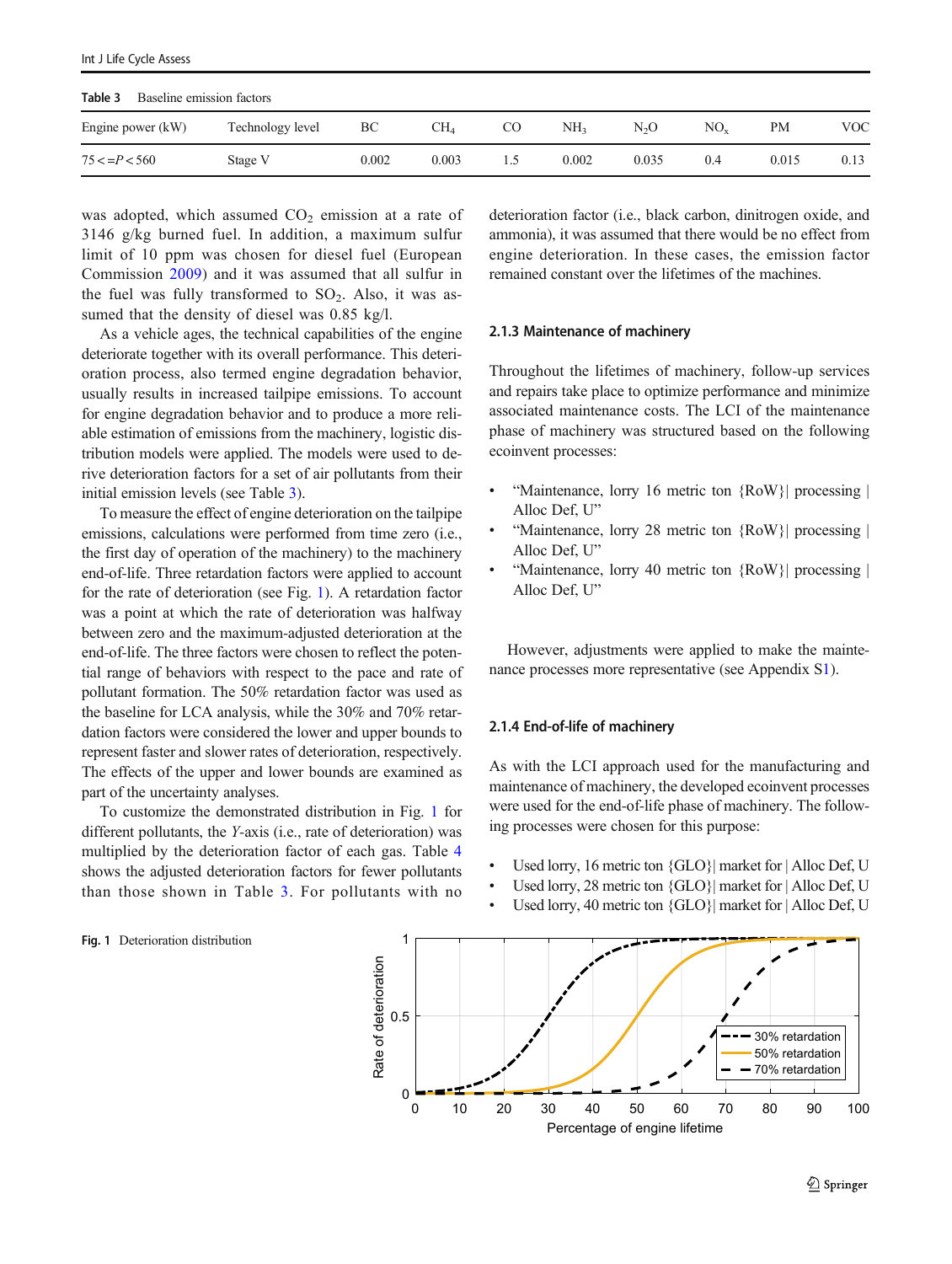Table 3 Baseline emission factors

| Engine power (kW) | Technology level | BC | $CH_4$ | CO | $NH_3$ | $N_2O$ | $NO_x$ | PM | VOC |
|---|---|---|---|---|---|---|---|---|---|
| $75 <= P < 560$ | Stage V | 0.002 | 0.003 | 1.5 | 0.002 | 0.035 | 0.4 | 0.015 | 0.13 |

was adopted, which assumed $CO_2$ emission at a rate of 3146 g/kg burned fuel. In addition, a maximum sulfur limit of 10 ppm was chosen for diesel fuel (European Commission 2009) and it was assumed that all sulfur in the fuel was fully transformed to $SO_2$. Also, it was assumed that the density of diesel was 0.85 kg/l.

As a vehicle ages, the technical capabilities of the engine deteriorate together with its overall performance. This deterioration process, also termed engine degradation behavior, usually results in increased tailpipe emissions. To account for engine degradation behavior and to produce a more reliable estimation of emissions from the machinery, logistic distribution models were applied. The models were used to derive deterioration factors for a set of air pollutants from their initial emission levels (see Table 3).

To measure the effect of engine deterioration on the tailpipe emissions, calculations were performed from time zero (i.e., the first day of operation of the machinery) to the machinery end-of-life. Three retardation factors were applied to account for the rate of deterioration (see Fig. 1). A retardation factor was a point at which the rate of deterioration was halfway between zero and the maximum-adjusted deterioration at the end-of-life. The three factors were chosen to reflect the potential range of behaviors with respect to the pace and rate of pollutant formation. The 50% retardation factor was used as the baseline for LCA analysis, while the 30% and 70% retardation factors were considered the lower and upper bounds to represent faster and slower rates of deterioration, respectively. The effects of the upper and lower bounds are examined as part of the uncertainty analyses.

To customize the demonstrated distribution in Fig. 1 for different pollutants, the *Y*-axis (i.e., rate of deterioration) was multiplied by the deterioration factor of each gas. Table 4 shows the adjusted deterioration factors for fewer pollutants than those shown in Table 3. For pollutants with no deterioration factor (i.e., black carbon, dinitrogen oxide, and ammonia), it was assumed that there would be no effect from engine deterioration. In these cases, the emission factor remained constant over the lifetimes of the machines.

### 2.1.3 Maintenance of machinery

Throughout the lifetimes of machinery, follow-up services and repairs take place to optimize performance and minimize associated maintenance costs. The LCI of the maintenance phase of machinery was structured based on the following ecoinvent processes:

- "Maintenance, lorry 16 metric ton {RoW}| processing | Alloc Def, U"
- "Maintenance, lorry 28 metric ton {RoW}| processing | Alloc Def, U"
- "Maintenance, lorry 40 metric ton {RoW}| processing | Alloc Def, U"

However, adjustments were applied to make the maintenance processes more representative (see Appendix S1).

### 2.1.4 End-of-life of machinery

As with the LCI approach used for the manufacturing and maintenance of machinery, the developed ecoinvent processes were used for the end-of-life phase of machinery. The following processes were chosen for this purpose:

- Used lorry, 16 metric ton {GLO}| market for | Alloc Def, U
- Used lorry, 28 metric ton {GLO}| market for | Alloc Def, U
- Used lorry, 40 metric ton {GLO}| market for | Alloc Def, U

**Fig. 1** Deterioration distribution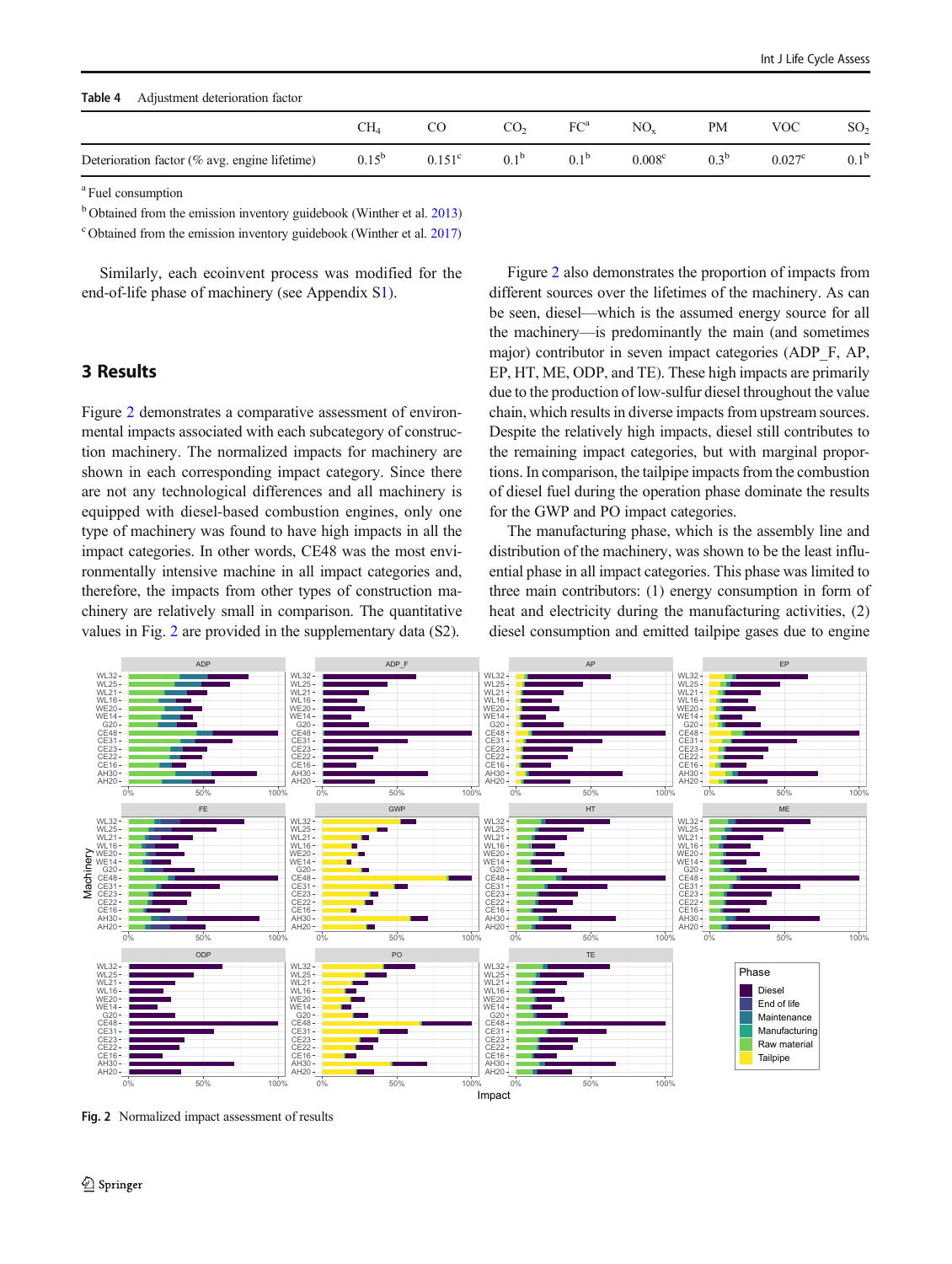**Table 4** Adjustment deterioration factor

| | $CH_4$ | CO | $CO_2$ | FC[a] | $NO_x$ | PM | VOC | $SO_2$ |
|---|---|---|---|---|---|---|---|---|
| Deterioration factor (% avg. engine lifetime) | 0.15[b] | 0.151[c] | 0.1[b] | 0.1[b] | 0.008[c] | 0.3[b] | 0.027[c] | 0.1[b] |

[a] Fuel consumption

[b] Obtained from the emission inventory guidebook (Winther et al. 2013)

[c] Obtained from the emission inventory guidebook (Winther et al. 2017)

Similarly, each ecoinvent process was modified for the end-of-life phase of machinery (see Appendix S1).

## 3 Results

Figure 2 demonstrates a comparative assessment of environmental impacts associated with each subcategory of construction machinery. The normalized impacts for machinery are shown in each corresponding impact category. Since there are not any technological differences and all machinery is equipped with diesel-based combustion engines, only one type of machinery was found to have high impacts in all the impact categories. In other words, CE48 was the most environmentally intensive machine in all impact categories and, therefore, the impacts from other types of construction machinery are relatively small in comparison. The quantitative values in Fig. 2 are provided in the supplementary data (S2).

Figure 2 also demonstrates the proportion of impacts from different sources over the lifetimes of the machinery. As can be seen, diesel—which is the assumed energy source for all the machinery—is predominantly the main (and sometimes major) contributor in seven impact categories (ADP_F, AP, EP, HT, ME, ODP, and TE). These high impacts are primarily due to the production of low-sulfur diesel throughout the value chain, which results in diverse impacts from upstream sources. Despite the relatively high impacts, diesel still contributes to the remaining impact categories, but with marginal proportions. In comparison, the tailpipe impacts from the combustion of diesel fuel during the operation phase dominate the results for the GWP and PO impact categories.

The manufacturing phase, which is the assembly line and distribution of the machinery, was shown to be the least influential phase in all impact categories. This phase was limited to three main contributors: (1) energy consumption in form of heat and electricity during the manufacturing activities, (2) diesel consumption and emitted tailpipe gases due to engine

**Fig. 2** Normalized impact assessment of results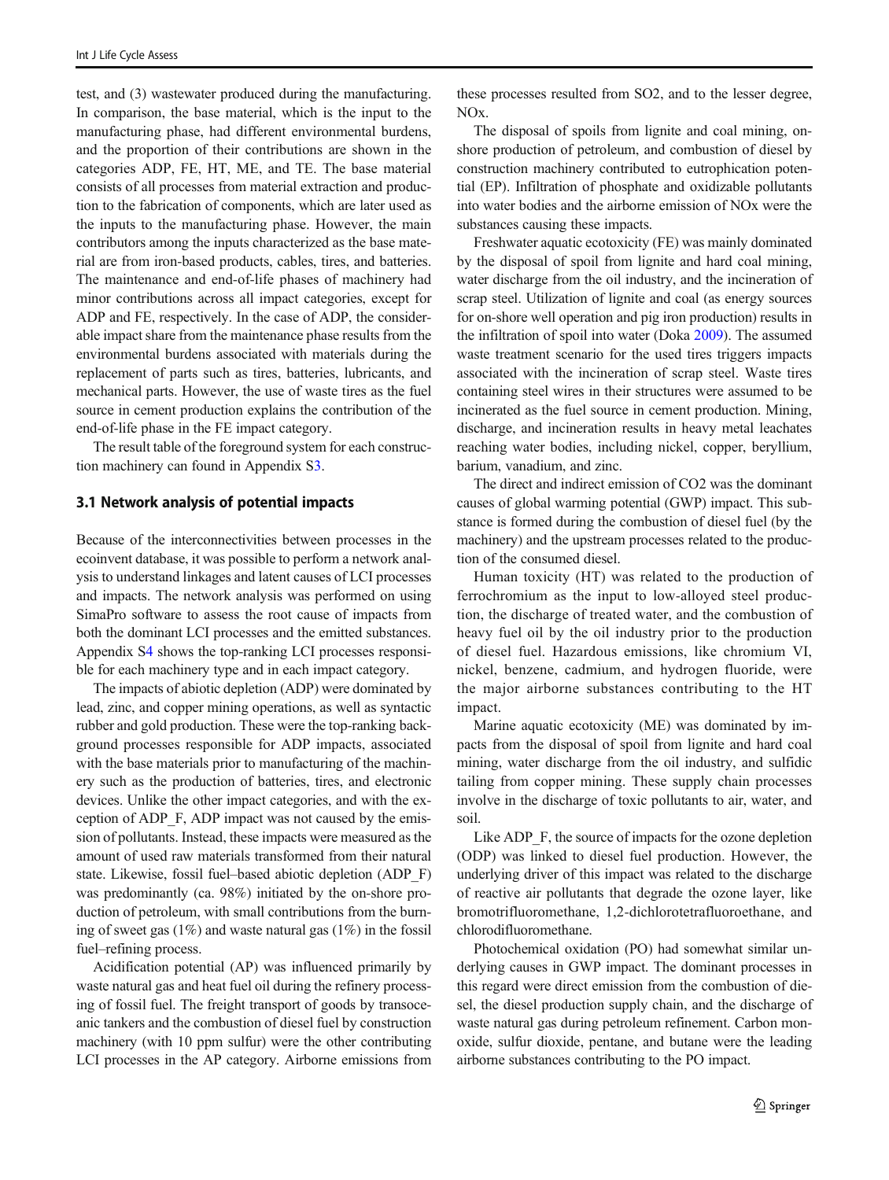test, and (3) wastewater produced during the manufacturing. In comparison, the base material, which is the input to the manufacturing phase, had different environmental burdens, and the proportion of their contributions are shown in the categories ADP, FE, HT, ME, and TE. The base material consists of all processes from material extraction and production to the fabrication of components, which are later used as the inputs to the manufacturing phase. However, the main contributors among the inputs characterized as the base material are from iron-based products, cables, tires, and batteries. The maintenance and end-of-life phases of machinery had minor contributions across all impact categories, except for ADP and FE, respectively. In the case of ADP, the considerable impact share from the maintenance phase results from the environmental burdens associated with materials during the replacement of parts such as tires, batteries, lubricants, and mechanical parts. However, the use of waste tires as the fuel source in cement production explains the contribution of the end-of-life phase in the FE impact category.

The result table of the foreground system for each construction machinery can found in Appendix S3.

### 3.1 Network analysis of potential impacts

Because of the interconnectivities between processes in the ecoinvent database, it was possible to perform a network analysis to understand linkages and latent causes of LCI processes and impacts. The network analysis was performed on using SimaPro software to assess the root cause of impacts from both the dominant LCI processes and the emitted substances. Appendix S4 shows the top-ranking LCI processes responsible for each machinery type and in each impact category.

The impacts of abiotic depletion (ADP) were dominated by lead, zinc, and copper mining operations, as well as syntactic rubber and gold production. These were the top-ranking background processes responsible for ADP impacts, associated with the base materials prior to manufacturing of the machinery such as the production of batteries, tires, and electronic devices. Unlike the other impact categories, and with the exception of ADP_F, ADP impact was not caused by the emission of pollutants. Instead, these impacts were measured as the amount of used raw materials transformed from their natural state. Likewise, fossil fuel–based abiotic depletion (ADP_F) was predominantly (ca. 98%) initiated by the on-shore production of petroleum, with small contributions from the burning of sweet gas (1%) and waste natural gas (1%) in the fossil fuel–refining process.

Acidification potential (AP) was influenced primarily by waste natural gas and heat fuel oil during the refinery processing of fossil fuel. The freight transport of goods by transoceanic tankers and the combustion of diesel fuel by construction machinery (with 10 ppm sulfur) were the other contributing LCI processes in the AP category. Airborne emissions from these processes resulted from $SO_2$, and to the lesser degree, $NO_x$.

The disposal of spoils from lignite and coal mining, on-shore production of petroleum, and combustion of diesel by construction machinery contributed to eutrophication potential (EP). Infiltration of phosphate and oxidizable pollutants into water bodies and the airborne emission of $NO_x$ were the substances causing these impacts.

Freshwater aquatic ecotoxicity (FE) was mainly dominated by the disposal of spoil from lignite and hard coal mining, water discharge from the oil industry, and the incineration of scrap steel. Utilization of lignite and coal (as energy sources for on-shore well operation and pig iron production) results in the infiltration of spoil into water (Doka 2009). The assumed waste treatment scenario for the used tires triggers impacts associated with the incineration of scrap steel. Waste tires containing steel wires in their structures were assumed to be incinerated as the fuel source in cement production. Mining, discharge, and incineration results in heavy metal leachates reaching water bodies, including nickel, copper, beryllium, barium, vanadium, and zinc.

The direct and indirect emission of $CO_2$ was the dominant causes of global warming potential (GWP) impact. This substance is formed during the combustion of diesel fuel (by the machinery) and the upstream processes related to the production of the consumed diesel.

Human toxicity (HT) was related to the production of ferrochromium as the input to low-alloyed steel production, the discharge of treated water, and the combustion of heavy fuel oil by the oil industry prior to the production of diesel fuel. Hazardous emissions, like chromium VI, nickel, benzene, cadmium, and hydrogen fluoride, were the major airborne substances contributing to the HT impact.

Marine aquatic ecotoxicity (ME) was dominated by impacts from the disposal of spoil from lignite and hard coal mining, water discharge from the oil industry, and sulfidic tailing from copper mining. These supply chain processes involve in the discharge of toxic pollutants to air, water, and soil.

Like ADP_F, the source of impacts for the ozone depletion (ODP) was linked to diesel fuel production. However, the underlying driver of this impact was related to the discharge of reactive air pollutants that degrade the ozone layer, like bromotrifluoromethane, 1,2-dichlorotetrafluoroethane, and chlorodifluoromethane.

Photochemical oxidation (PO) had somewhat similar underlying causes in GWP impact. The dominant processes in this regard were direct emission from the combustion of diesel, the diesel production supply chain, and the discharge of waste natural gas during petroleum refinement. Carbon monoxide, sulfur dioxide, pentane, and butane were the leading airborne substances contributing to the PO impact.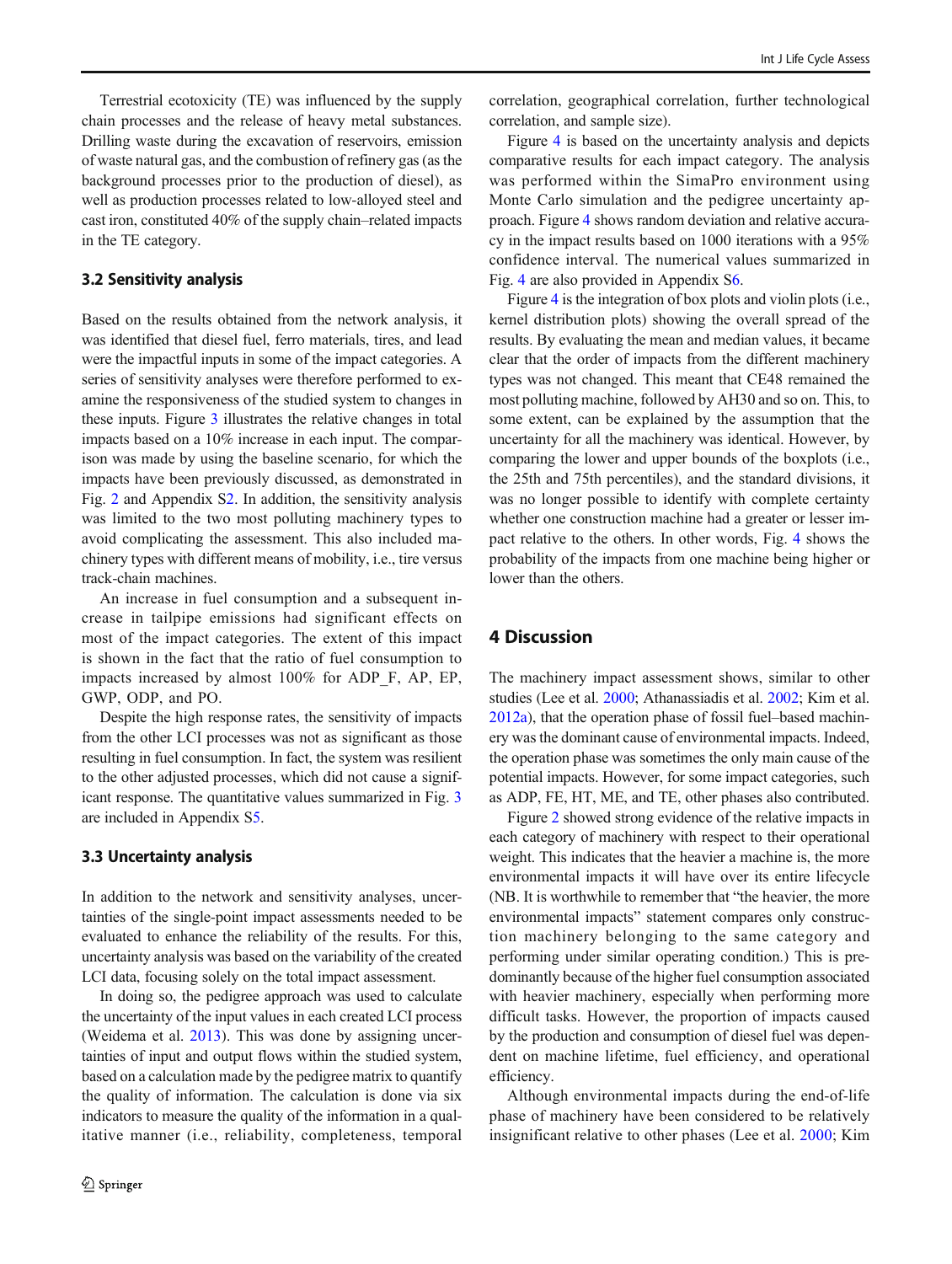Terrestrial ecotoxicity (TE) was influenced by the supply chain processes and the release of heavy metal substances. Drilling waste during the excavation of reservoirs, emission of waste natural gas, and the combustion of refinery gas (as the background processes prior to the production of diesel), as well as production processes related to low-alloyed steel and cast iron, constituted 40% of the supply chain–related impacts in the TE category.

### 3.2 Sensitivity analysis

Based on the results obtained from the network analysis, it was identified that diesel fuel, ferro materials, tires, and lead were the impactful inputs in some of the impact categories. A series of sensitivity analyses were therefore performed to examine the responsiveness of the studied system to changes in these inputs. Figure 3 illustrates the relative changes in total impacts based on a 10% increase in each input. The comparison was made by using the baseline scenario, for which the impacts have been previously discussed, as demonstrated in Fig. 2 and Appendix S2. In addition, the sensitivity analysis was limited to the two most polluting machinery types to avoid complicating the assessment. This also included machinery types with different means of mobility, i.e., tire versus track-chain machines.

An increase in fuel consumption and a subsequent increase in tailpipe emissions had significant effects on most of the impact categories. The extent of this impact is shown in the fact that the ratio of fuel consumption to impacts increased by almost 100% for ADP_F, AP, EP, GWP, ODP, and PO.

Despite the high response rates, the sensitivity of impacts from the other LCI processes was not as significant as those resulting in fuel consumption. In fact, the system was resilient to the other adjusted processes, which did not cause a significant response. The quantitative values summarized in Fig. 3 are included in Appendix S5.

### 3.3 Uncertainty analysis

In addition to the network and sensitivity analyses, uncertainties of the single-point impact assessments needed to be evaluated to enhance the reliability of the results. For this, uncertainty analysis was based on the variability of the created LCI data, focusing solely on the total impact assessment.

In doing so, the pedigree approach was used to calculate the uncertainty of the input values in each created LCI process (Weidema et al. 2013). This was done by assigning uncertainties of input and output flows within the studied system, based on a calculation made by the pedigree matrix to quantify the quality of information. The calculation is done via six indicators to measure the quality of the information in a qualitative manner (i.e., reliability, completeness, temporal correlation, geographical correlation, further technological correlation, and sample size).

Figure 4 is based on the uncertainty analysis and depicts comparative results for each impact category. The analysis was performed within the SimaPro environment using Monte Carlo simulation and the pedigree uncertainty approach. Figure 4 shows random deviation and relative accuracy in the impact results based on 1000 iterations with a 95% confidence interval. The numerical values summarized in Fig. 4 are also provided in Appendix S6.

Figure 4 is the integration of box plots and violin plots (i.e., kernel distribution plots) showing the overall spread of the results. By evaluating the mean and median values, it became clear that the order of impacts from the different machinery types was not changed. This meant that CE48 remained the most polluting machine, followed by AH30 and so on. This, to some extent, can be explained by the assumption that the uncertainty for all the machinery was identical. However, by comparing the lower and upper bounds of the boxplots (i.e., the 25th and 75th percentiles), and the standard divisions, it was no longer possible to identify with complete certainty whether one construction machine had a greater or lesser impact relative to the others. In other words, Fig. 4 shows the probability of the impacts from one machine being higher or lower than the others.

## 4 Discussion

The machinery impact assessment shows, similar to other studies (Lee et al. 2000; Athanassiadis et al. 2002; Kim et al. 2012a), that the operation phase of fossil fuel–based machinery was the dominant cause of environmental impacts. Indeed, the operation phase was sometimes the only main cause of the potential impacts. However, for some impact categories, such as ADP, FE, HT, ME, and TE, other phases also contributed.

Figure 2 showed strong evidence of the relative impacts in each category of machinery with respect to their operational weight. This indicates that the heavier a machine is, the more environmental impacts it will have over its entire lifecycle (NB. It is worthwhile to remember that "the heavier, the more environmental impacts" statement compares only construction machinery belonging to the same category and performing under similar operating condition.) This is predominantly because of the higher fuel consumption associated with heavier machinery, especially when performing more difficult tasks. However, the proportion of impacts caused by the production and consumption of diesel fuel was dependent on machine lifetime, fuel efficiency, and operational efficiency.

Although environmental impacts during the end-of-life phase of machinery have been considered to be relatively insignificant relative to other phases (Lee et al. 2000; Kim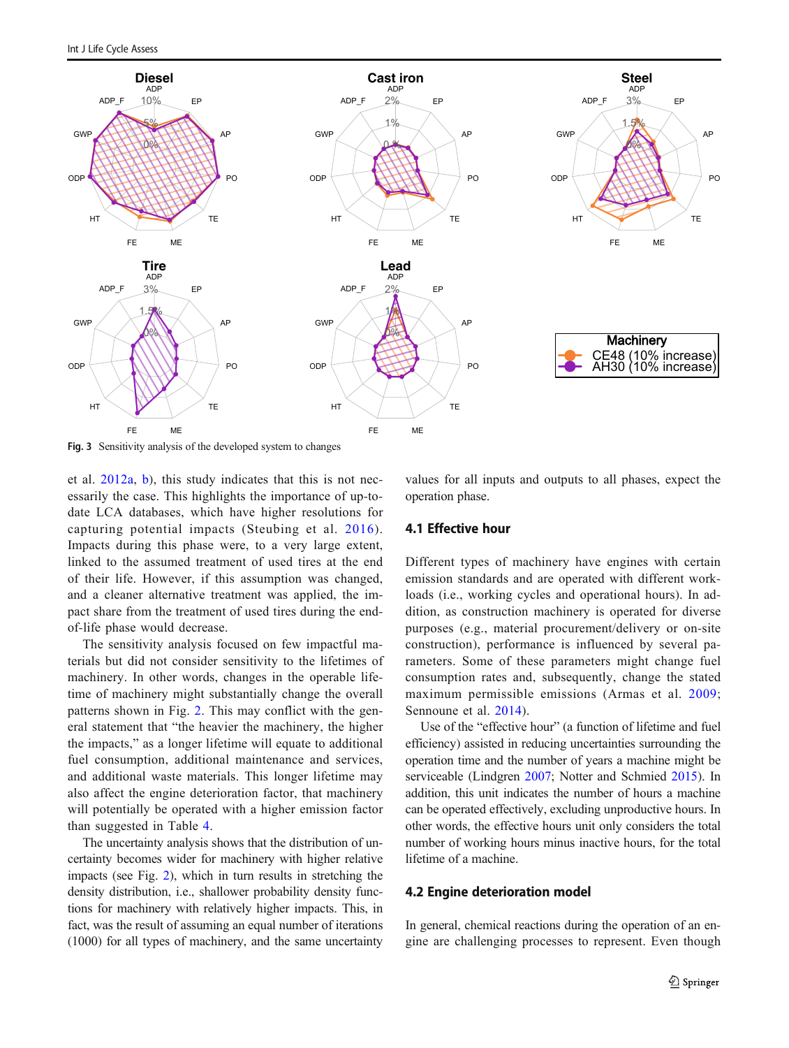Fig. 3 Sensitivity analysis of the developed system to changes

et al. 2012a, b), this study indicates that this is not necessarily the case. This highlights the importance of up-to-date LCA databases, which have higher resolutions for capturing potential impacts (Steubing et al. 2016). Impacts during this phase were, to a very large extent, linked to the assumed treatment of used tires at the end of their life. However, if this assumption was changed, and a cleaner alternative treatment was applied, the impact share from the treatment of used tires during the end-of-life phase would decrease.

The sensitivity analysis focused on few impactful materials but did not consider sensitivity to the lifetimes of machinery. In other words, changes in the operable lifetime of machinery might substantially change the overall patterns shown in Fig. 2. This may conflict with the general statement that "the heavier the machinery, the higher the impacts," as a longer lifetime will equate to additional fuel consumption, additional maintenance and services, and additional waste materials. This longer lifetime may also affect the engine deterioration factor, that machinery will potentially be operated with a higher emission factor than suggested in Table 4.

The uncertainty analysis shows that the distribution of uncertainty becomes wider for machinery with higher relative impacts (see Fig. 2), which in turn results in stretching the density distribution, i.e., shallower probability density functions for machinery with relatively higher impacts. This, in fact, was the result of assuming an equal number of iterations (1000) for all types of machinery, and the same uncertainty values for all inputs and outputs to all phases, expect the operation phase.

## 4.1 Effective hour

Different types of machinery have engines with certain emission standards and are operated with different workloads (i.e., working cycles and operational hours). In addition, as construction machinery is operated for diverse purposes (e.g., material procurement/delivery or on-site construction), performance is influenced by several parameters. Some of these parameters might change fuel consumption rates and, subsequently, change the stated maximum permissible emissions (Armas et al. 2009; Sennoune et al. 2014).

Use of the "effective hour" (a function of lifetime and fuel efficiency) assisted in reducing uncertainties surrounding the operation time and the number of years a machine might be serviceable (Lindgren 2007; Notter and Schmied 2015). In addition, this unit indicates the number of hours a machine can be operated effectively, excluding unproductive hours. In other words, the effective hours unit only considers the total number of working hours minus inactive hours, for the total lifetime of a machine.

## 4.2 Engine deterioration model

In general, chemical reactions during the operation of an engine are challenging processes to represent. Even though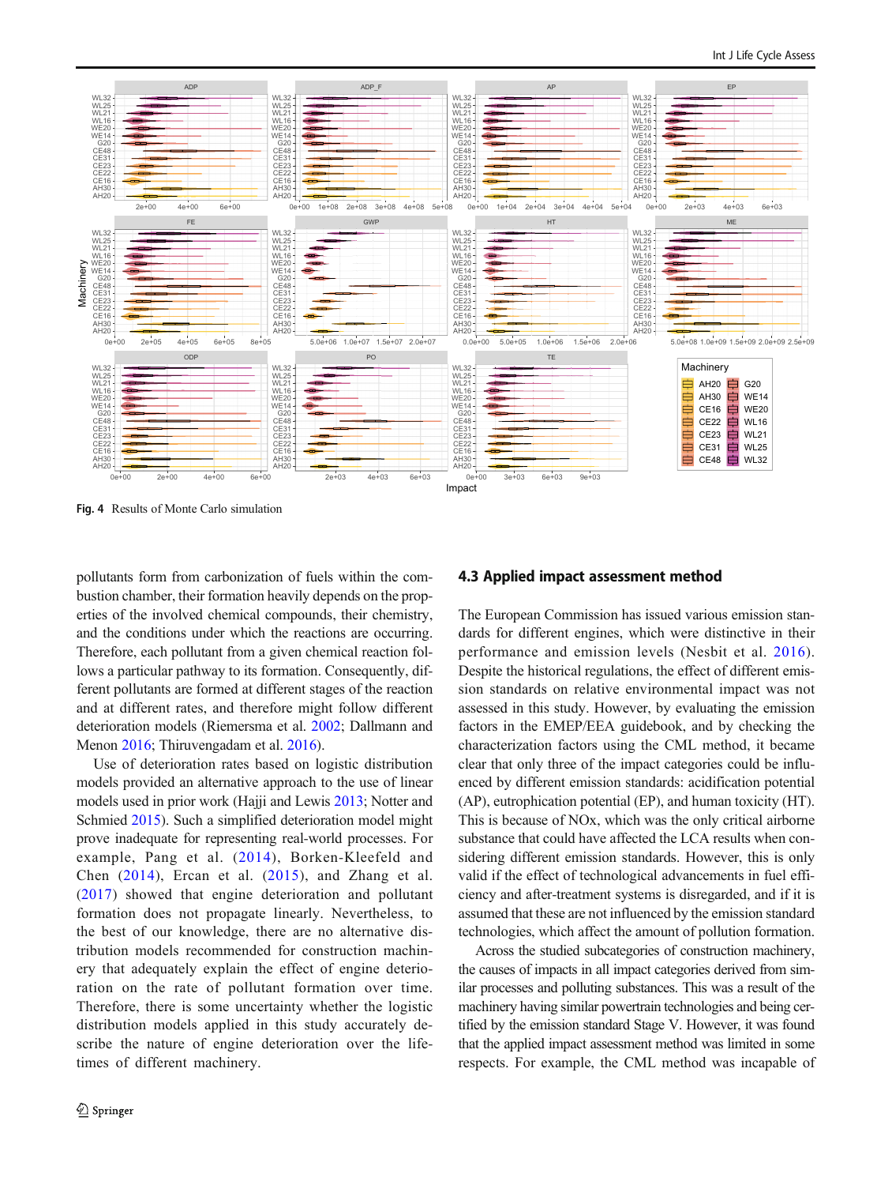Fig. 4 Results of Monte Carlo simulation

pollutants form from carbonization of fuels within the combustion chamber, their formation heavily depends on the properties of the involved chemical compounds, their chemistry, and the conditions under which the reactions are occurring. Therefore, each pollutant from a given chemical reaction follows a particular pathway to its formation. Consequently, different pollutants are formed at different stages of the reaction and at different rates, and therefore might follow different deterioration models (Riemersma et al. 2002; Dallmann and Menon 2016; Thiruvengadam et al. 2016).

Use of deterioration rates based on logistic distribution models provided an alternative approach to the use of linear models used in prior work (Hajji and Lewis 2013; Notter and Schmied 2015). Such a simplified deterioration model might prove inadequate for representing real-world processes. For example, Pang et al. (2014), Borken-Kleefeld and Chen (2014), Ercan et al. (2015), and Zhang et al. (2017) showed that engine deterioration and pollutant formation does not propagate linearly. Nevertheless, to the best of our knowledge, there are no alternative distribution models recommended for construction machinery that adequately explain the effect of engine deterioration on the rate of pollutant formation over time. Therefore, there is some uncertainty whether the logistic distribution models applied in this study accurately describe the nature of engine deterioration over the lifetimes of different machinery.

## 4.3 Applied impact assessment method

The European Commission has issued various emission standards for different engines, which were distinctive in their performance and emission levels (Nesbit et al. 2016). Despite the historical regulations, the effect of different emission standards on relative environmental impact was not assessed in this study. However, by evaluating the emission factors in the EMEP/EEA guidebook, and by checking the characterization factors using the CML method, it became clear that only three of the impact categories could be influenced by different emission standards: acidification potential (AP), eutrophication potential (EP), and human toxicity (HT). This is because of NOx, which was the only critical airborne substance that could have affected the LCA results when considering different emission standards. However, this is only valid if the effect of technological advancements in fuel efficiency and after-treatment systems is disregarded, and if it is assumed that these are not influenced by the emission standard technologies, which affect the amount of pollution formation.

Across the studied subcategories of construction machinery, the causes of impacts in all impact categories derived from similar processes and polluting substances. This was a result of the machinery having similar powertrain technologies and being certified by the emission standard Stage V. However, it was found that the applied impact assessment method was limited in some respects. For example, the CML method was incapable of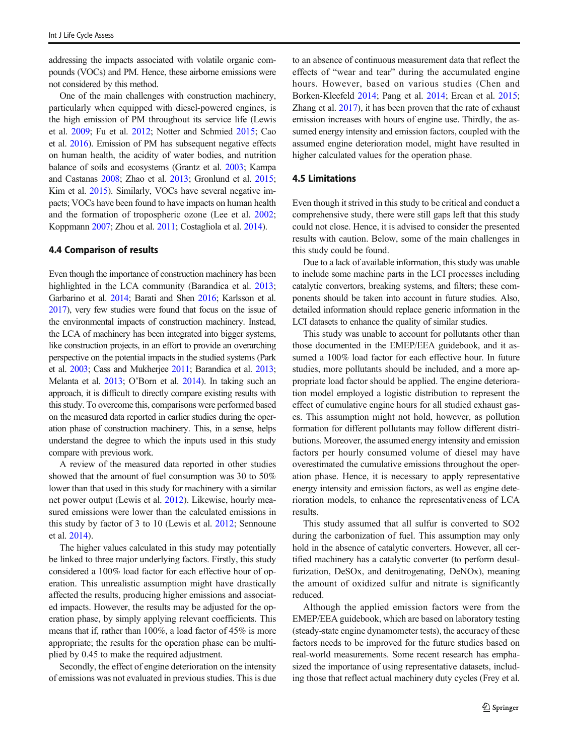addressing the impacts associated with volatile organic compounds (VOCs) and PM. Hence, these airborne emissions were not considered by this method.

One of the main challenges with construction machinery, particularly when equipped with diesel-powered engines, is the high emission of PM throughout its service life (Lewis et al. 2009; Fu et al. 2012; Notter and Schmied 2015; Cao et al. 2016). Emission of PM has subsequent negative effects on human health, the acidity of water bodies, and nutrition balance of soils and ecosystems (Grantz et al. 2003; Kampa and Castanas 2008; Zhao et al. 2013; Gronlund et al. 2015; Kim et al. 2015). Similarly, VOCs have several negative impacts; VOCs have been found to have impacts on human health and the formation of tropospheric ozone (Lee et al. 2002; Koppmann 2007; Zhou et al. 2011; Costagliola et al. 2014).

### 4.4 Comparison of results

Even though the importance of construction machinery has been highlighted in the LCA community (Barandica et al. 2013; Garbarino et al. 2014; Barati and Shen 2016; Karlsson et al. 2017), very few studies were found that focus on the issue of the environmental impacts of construction machinery. Instead, the LCA of machinery has been integrated into bigger systems, like construction projects, in an effort to provide an overarching perspective on the potential impacts in the studied systems (Park et al. 2003; Cass and Mukherjee 2011; Barandica et al. 2013; Melanta et al. 2013; O'Born et al. 2014). In taking such an approach, it is difficult to directly compare existing results with this study. To overcome this, comparisons were performed based on the measured data reported in earlier studies during the operation phase of construction machinery. This, in a sense, helps understand the degree to which the inputs used in this study compare with previous work.

A review of the measured data reported in other studies showed that the amount of fuel consumption was 30 to 50% lower than that used in this study for machinery with a similar net power output (Lewis et al. 2012). Likewise, hourly measured emissions were lower than the calculated emissions in this study by factor of 3 to 10 (Lewis et al. 2012; Sennoune et al. 2014).

The higher values calculated in this study may potentially be linked to three major underlying factors. Firstly, this study considered a 100% load factor for each effective hour of operation. This unrealistic assumption might have drastically affected the results, producing higher emissions and associated impacts. However, the results may be adjusted for the operation phase, by simply applying relevant coefficients. This means that if, rather than 100%, a load factor of 45% is more appropriate; the results for the operation phase can be multiplied by 0.45 to make the required adjustment.

Secondly, the effect of engine deterioration on the intensity of emissions was not evaluated in previous studies. This is due to an absence of continuous measurement data that reflect the effects of "wear and tear" during the accumulated engine hours. However, based on various studies (Chen and Borken-Kleefeld 2014; Pang et al. 2014; Ercan et al. 2015; Zhang et al. 2017), it has been proven that the rate of exhaust emission increases with hours of engine use. Thirdly, the assumed energy intensity and emission factors, coupled with the assumed engine deterioration model, might have resulted in higher calculated values for the operation phase.

### 4.5 Limitations

Even though it strived in this study to be critical and conduct a comprehensive study, there were still gaps left that this study could not close. Hence, it is advised to consider the presented results with caution. Below, some of the main challenges in this study could be found.

Due to a lack of available information, this study was unable to include some machine parts in the LCI processes including catalytic convertors, breaking systems, and filters; these components should be taken into account in future studies. Also, detailed information should replace generic information in the LCI datasets to enhance the quality of similar studies.

This study was unable to account for pollutants other than those documented in the EMEP/EEA guidebook, and it assumed a 100% load factor for each effective hour. In future studies, more pollutants should be included, and a more appropriate load factor should be applied. The engine deterioration model employed a logistic distribution to represent the effect of cumulative engine hours for all studied exhaust gases. This assumption might not hold, however, as pollution formation for different pollutants may follow different distributions. Moreover, the assumed energy intensity and emission factors per hourly consumed volume of diesel may have overestimated the cumulative emissions throughout the operation phase. Hence, it is necessary to apply representative energy intensity and emission factors, as well as engine deterioration models, to enhance the representativeness of LCA results.

This study assumed that all sulfur is converted to $SO_2$ during the carbonization of fuel. This assumption may only hold in the absence of catalytic converters. However, all certified machinery has a catalytic converter (to perform desulfurization, DeSOx, and denitrogenating, DeNOx), meaning the amount of oxidized sulfur and nitrate is significantly reduced.

Although the applied emission factors were from the EMEP/EEA guidebook, which are based on laboratory testing (steady-state engine dynamometer tests), the accuracy of these factors needs to be improved for the future studies based on real-world measurements. Some recent research has emphasized the importance of using representative datasets, including those that reflect actual machinery duty cycles (Frey et al.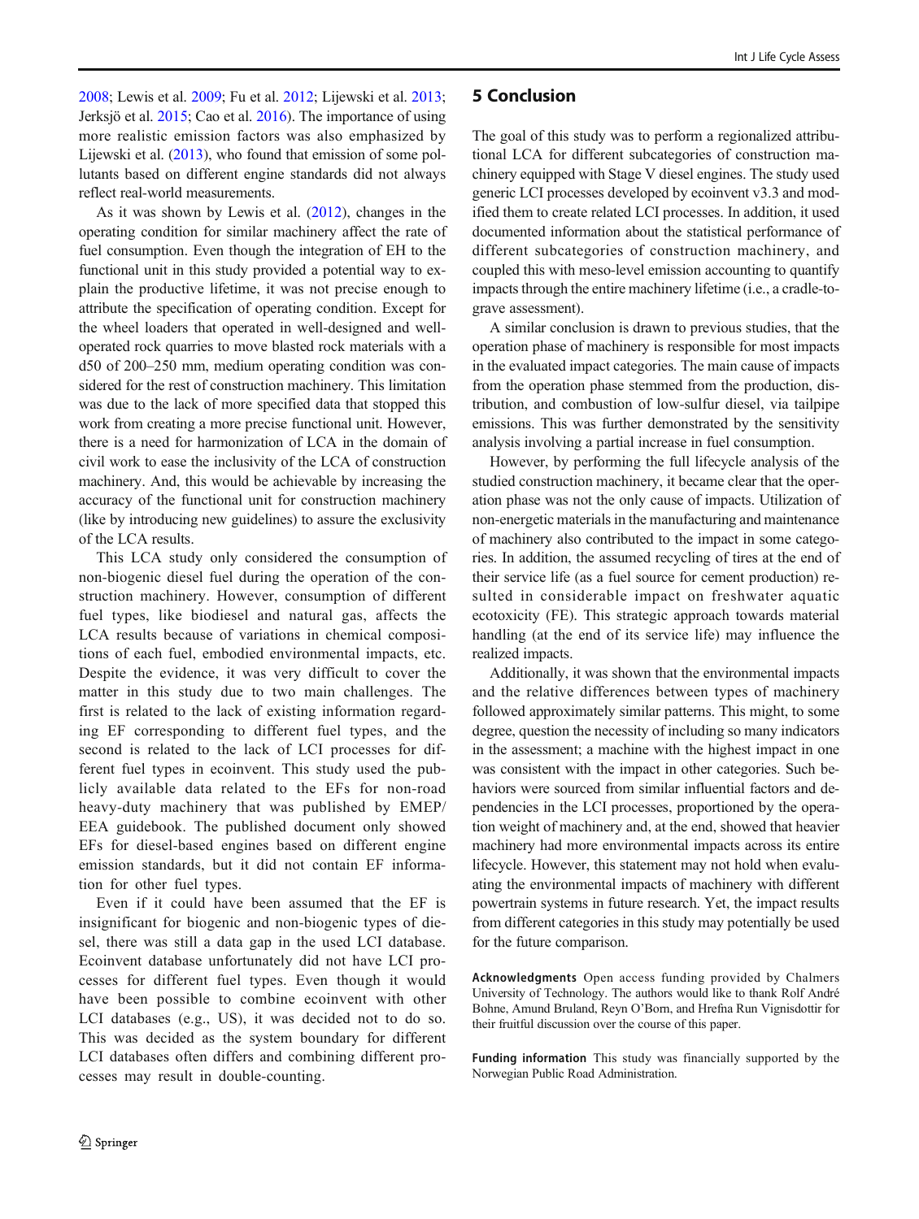2008; Lewis et al. 2009; Fu et al. 2012; Lijewski et al. 2013; Jerksjö et al. 2015; Cao et al. 2016). The importance of using more realistic emission factors was also emphasized by Lijewski et al. (2013), who found that emission of some pollutants based on different engine standards did not always reflect real-world measurements.

As it was shown by Lewis et al. (2012), changes in the operating condition for similar machinery affect the rate of fuel consumption. Even though the integration of EH to the functional unit in this study provided a potential way to explain the productive lifetime, it was not precise enough to attribute the specification of operating condition. Except for the wheel loaders that operated in well-designed and well-operated rock quarries to move blasted rock materials with a d50 of 200–250 mm, medium operating condition was considered for the rest of construction machinery. This limitation was due to the lack of more specified data that stopped this work from creating a more precise functional unit. However, there is a need for harmonization of LCA in the domain of civil work to ease the inclusivity of the LCA of construction machinery. And, this would be achievable by increasing the accuracy of the functional unit for construction machinery (like by introducing new guidelines) to assure the exclusivity of the LCA results.

This LCA study only considered the consumption of non-biogenic diesel fuel during the operation of the construction machinery. However, consumption of different fuel types, like biodiesel and natural gas, affects the LCA results because of variations in chemical compositions of each fuel, embodied environmental impacts, etc. Despite the evidence, it was very difficult to cover the matter in this study due to two main challenges. The first is related to the lack of existing information regarding EF corresponding to different fuel types, and the second is related to the lack of LCI processes for different fuel types in ecoinvent. This study used the publicly available data related to the EFs for non-road heavy-duty machinery that was published by EMEP/EEA guidebook. The published document only showed EFs for diesel-based engines based on different engine emission standards, but it did not contain EF information for other fuel types.

Even if it could have been assumed that the EF is insignificant for biogenic and non-biogenic types of diesel, there was still a data gap in the used LCI database. Ecoinvent database unfortunately did not have LCI processes for different fuel types. Even though it would have been possible to combine ecoinvent with other LCI databases (e.g., US), it was decided not to do so. This was decided as the system boundary for different LCI databases often differs and combining different processes may result in double-counting.

## 5 Conclusion

The goal of this study was to perform a regionalized attributional LCA for different subcategories of construction machinery equipped with Stage V diesel engines. The study used generic LCI processes developed by ecoinvent v3.3 and modified them to create related LCI processes. In addition, it used documented information about the statistical performance of different subcategories of construction machinery, and coupled this with meso-level emission accounting to quantify impacts through the entire machinery lifetime (i.e., a cradle-to-grave assessment).

A similar conclusion is drawn to previous studies, that the operation phase of machinery is responsible for most impacts in the evaluated impact categories. The main cause of impacts from the operation phase stemmed from the production, distribution, and combustion of low-sulfur diesel, via tailpipe emissions. This was further demonstrated by the sensitivity analysis involving a partial increase in fuel consumption.

However, by performing the full lifecycle analysis of the studied construction machinery, it became clear that the operation phase was not the only cause of impacts. Utilization of non-energetic materials in the manufacturing and maintenance of machinery also contributed to the impact in some categories. In addition, the assumed recycling of tires at the end of their service life (as a fuel source for cement production) resulted in considerable impact on freshwater aquatic ecotoxicity (FE). This strategic approach towards material handling (at the end of its service life) may influence the realized impacts.

Additionally, it was shown that the environmental impacts and the relative differences between types of machinery followed approximately similar patterns. This might, to some degree, question the necessity of including so many indicators in the assessment; a machine with the highest impact in one was consistent with the impact in other categories. Such behaviors were sourced from similar influential factors and dependencies in the LCI processes, proportioned by the operation weight of machinery and, at the end, showed that heavier machinery had more environmental impacts across its entire lifecycle. However, this statement may not hold when evaluating the environmental impacts of machinery with different powertrain systems in future research. Yet, the impact results from different categories in this study may potentially be used for the future comparison.

**Acknowledgments** Open access funding provided by Chalmers University of Technology. The authors would like to thank Rolf André Bohne, Amund Bruland, Reyn O'Born, and Hrefna Run Vignisdottir for their fruitful discussion over the course of this paper.

**Funding information** This study was financially supported by the Norwegian Public Road Administration.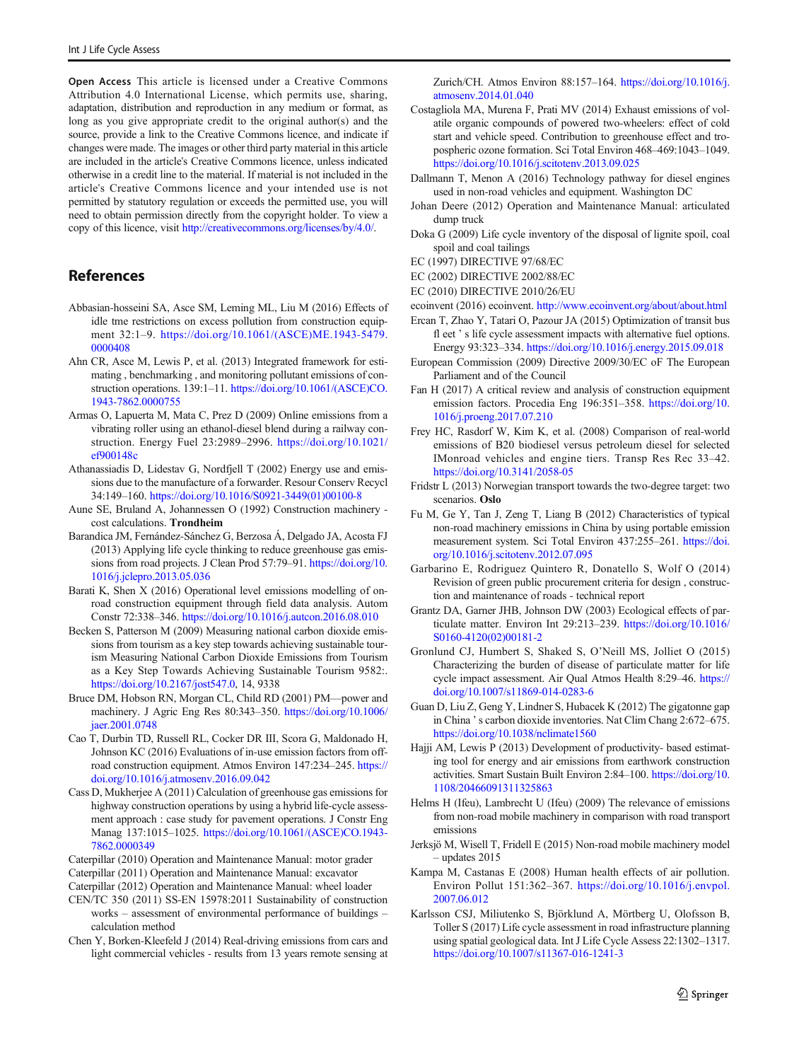**Open Access** This article is licensed under a Creative Commons Attribution 4.0 International License, which permits use, sharing, adaptation, distribution and reproduction in any medium or format, as long as you give appropriate credit to the original author(s) and the source, provide a link to the Creative Commons licence, and indicate if changes were made. The images or other third party material in this article are included in the article's Creative Commons licence, unless indicated otherwise in a credit line to the material. If material is not included in the article's Creative Commons licence and your intended use is not permitted by statutory regulation or exceeds the permitted use, you will need to obtain permission directly from the copyright holder. To view a copy of this licence, visit http://creativecommons.org/licenses/by/4.0/.

## References

Abbasian-hosseini SA, Asce SM, Leming ML, Liu M (2016) Effects of idle tme restrictions on excess pollution from construction equipment 32:1–9. https://doi.org/10.1061/(ASCE)ME.1943-5479.0000408

Ahn CR, Asce M, Lewis P, et al. (2013) Integrated framework for estimating , benchmarking , and monitoring pollutant emissions of construction operations. 139:1–11. https://doi.org/10.1061/(ASCE)CO.1943-7862.0000755

Armas O, Lapuerta M, Mata C, Prez D (2009) Online emissions from a vibrating roller using an ethanol-diesel blend during a railway construction. Energy Fuel 23:2989–2996. https://doi.org/10.1021/ef900148c

Athanassiadis D, Lidestav G, Nordfjell T (2002) Energy use and emissions due to the manufacture of a forwarder. Resour Conserv Recycl 34:149–160. https://doi.org/10.1016/S0921-3449(01)00100-8

Aune SE, Bruland A, Johannessen O (1992) Construction machinery - cost calculations. **Trondheim**

Barandica JM, Fernández-Sánchez G, Berzosa Á, Delgado JA, Acosta FJ (2013) Applying life cycle thinking to reduce greenhouse gas emissions from road projects. J Clean Prod 57:79–91. https://doi.org/10.1016/j.jclepro.2013.05.036

Barati K, Shen X (2016) Operational level emissions modelling of on-road construction equipment through field data analysis. Autom Constr 72:338–346. https://doi.org/10.1016/j.autcon.2016.08.010

Becken S, Patterson M (2009) Measuring national carbon dioxide emissions from tourism as a key step towards achieving sustainable tourism Measuring National Carbon Dioxide Emissions from Tourism as a Key Step Towards Achieving Sustainable Tourism 9582:. https://doi.org/10.2167/jost547.0, 14, 9338

Bruce DM, Hobson RN, Morgan CL, Child RD (2001) PM—power and machinery. J Agric Eng Res 80:343–350. https://doi.org/10.1006/jaer.2001.0748

Cao T, Durbin TD, Russell RL, Cocker DR III, Scora G, Maldonado H, Johnson KC (2016) Evaluations of in-use emission factors from off-road construction equipment. Atmos Environ 147:234–245. https://doi.org/10.1016/j.atmosenv.2016.09.042

Cass D, Mukherjee A (2011) Calculation of greenhouse gas emissions for highway construction operations by using a hybrid life-cycle assessment approach : case study for pavement operations. J Constr Eng Manag 137:1015–1025. https://doi.org/10.1061/(ASCE)CO.1943-7862.0000349

Caterpillar (2010) Operation and Maintenance Manual: motor grader

Caterpillar (2011) Operation and Maintenance Manual: excavator

Caterpillar (2012) Operation and Maintenance Manual: wheel loader

CEN/TC 350 (2011) SS-EN 15978:2011 Sustainability of construction works – assessment of environmental performance of buildings – calculation method

Chen Y, Borken-Kleefeld J (2014) Real-driving emissions from cars and light commercial vehicles - results from 13 years remote sensing at Zurich/CH. Atmos Environ 88:157–164. https://doi.org/10.1016/j.atmosenv.2014.01.040

Costagliola MA, Murena F, Prati MV (2014) Exhaust emissions of volatile organic compounds of powered two-wheelers: effect of cold start and vehicle speed. Contribution to greenhouse effect and tropospheric ozone formation. Sci Total Environ 468–469:1043–1049. https://doi.org/10.1016/j.scitotenv.2013.09.025

Dallmann T, Menon A (2016) Technology pathway for diesel engines used in non-road vehicles and equipment. Washington DC

Johan Deere (2012) Operation and Maintenance Manual: articulated dump truck

Doka G (2009) Life cycle inventory of the disposal of lignite spoil, coal spoil and coal tailings

EC (1997) DIRECTIVE 97/68/EC

EC (2002) DIRECTIVE 2002/88/EC

EC (2010) DIRECTIVE 2010/26/EU

ecoinvent (2016) ecoinvent. http://www.ecoinvent.org/about/about.html

Ercan T, Zhao Y, Tatari O, Pazour JA (2015) Optimization of transit bus fl eet ' s life cycle assessment impacts with alternative fuel options. Energy 93:323–334. https://doi.org/10.1016/j.energy.2015.09.018

European Commission (2009) Directive 2009/30/EC oF The European Parliament and of the Council

Fan H (2017) A critical review and analysis of construction equipment emission factors. Procedia Eng 196:351–358. https://doi.org/10.1016/j.proeng.2017.07.210

Frey HC, Rasdorf W, Kim K, et al. (2008) Comparison of real-world emissions of B20 biodiesel versus petroleum diesel for selected IMonroad vehicles and engine tiers. Transp Res Rec 33–42. https://doi.org/10.3141/2058-05

Fridstr L (2013) Norwegian transport towards the two-degree target: two scenarios. **Oslo**

Fu M, Ge Y, Tan J, Zeng T, Liang B (2012) Characteristics of typical non-road machinery emissions in China by using portable emission measurement system. Sci Total Environ 437:255–261. https://doi.org/10.1016/j.scitotenv.2012.07.095

Garbarino E, Rodriguez Quintero R, Donatello S, Wolf O (2014) Revision of green public procurement criteria for design , construction and maintenance of roads - technical report

Grantz DA, Garner JHB, Johnson DW (2003) Ecological effects of particulate matter. Environ Int 29:213–239. https://doi.org/10.1016/S0160-4120(02)00181-2

Gronlund CJ, Humbert S, Shaked S, O'Neill MS, Jolliet O (2015) Characterizing the burden of disease of particulate matter for life cycle impact assessment. Air Qual Atmos Health 8:29–46. https://doi.org/10.1007/s11869-014-0283-6

Guan D, Liu Z, Geng Y, Lindner S, Hubacek K (2012) The gigatonne gap in China ' s carbon dioxide inventories. Nat Clim Chang 2:672–675. https://doi.org/10.1038/nclimate1560

Hajji AM, Lewis P (2013) Development of productivity- based estimating tool for energy and air emissions from earthwork construction activities. Smart Sustain Built Environ 2:84–100. https://doi.org/10.1108/20466091311325863

Helms H (Ifeu), Lambrecht U (Ifeu) (2009) The relevance of emissions from non-road mobile machinery in comparison with road transport emissions

Jerksjö M, Wisell T, Fridell E (2015) Non-road mobile machinery model – updates 2015

Kampa M, Castanas E (2008) Human health effects of air pollution. Environ Pollut 151:362–367. https://doi.org/10.1016/j.envpol.2007.06.012

Karlsson CSJ, Miliutenko S, Björklund A, Mörtberg U, Olofsson B, Toller S (2017) Life cycle assessment in road infrastructure planning using spatial geological data. Int J Life Cycle Assess 22:1302–1317. https://doi.org/10.1007/s11367-016-1241-3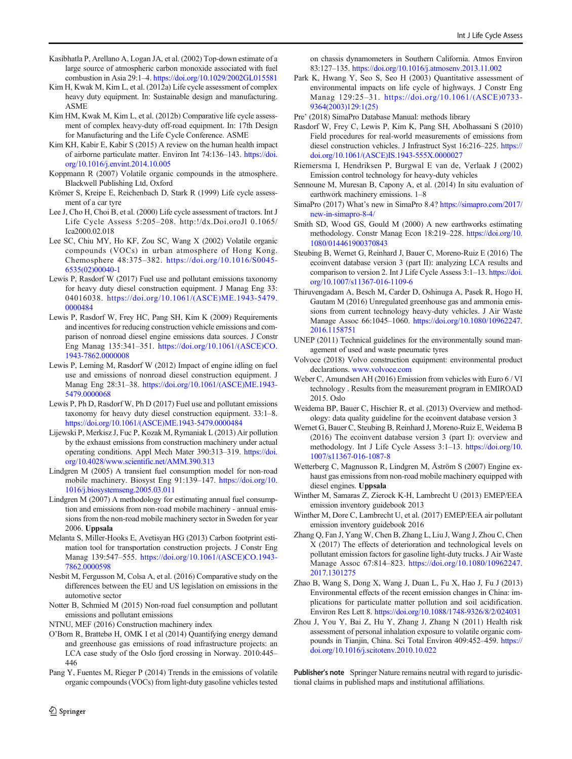Kasibhatla P, Arellano A, Logan JA, et al. (2002) Top-down estimate of a large source of atmospheric carbon monoxide associated with fuel combustion in Asia 29:1–4. https://doi.org/10.1029/2002GL015581

Kim H, Kwak M, Kim L, et al. (2012a) Life cycle assessment of complex heavy duty equipment. In: Sustainable design and manufacturing. ASME

Kim HM, Kwak M, Kim L, et al. (2012b) Comparative life cycle assessment of complex heavy-duty off-road equipment. In: 17th Design for Manufacturing and the Life Cycle Conference. ASME

Kim KH, Kabir E, Kabir S (2015) A review on the human health impact of airborne particulate matter. Environ Int 74:136–143. https://doi.org/10.1016/j.envint.2014.10.005

Koppmann R (2007) Volatile organic compounds in the atmosphere. Blackwell Publishing Ltd, Oxford

Krömer S, Kreipe E, Reichenbach D, Stark R (1999) Life cycle assessment of a car tyre

Lee J, Cho H, Choi B, et al. (2000) Life cycle assessment of tractors. Int J Life Cycle Assess 5:205–208. http:!/dx.Doi.oroJl 0.1065/ Ica2000.02.018

Lee SC, Chiu MY, Ho KF, Zou SC, Wang X (2002) Volatile organic compounds (VOCs) in urban atmosphere of Hong Kong. Chemosphere 48:375–382. https://doi.org/10.1016/S0045-6535(02)00040-1

Lewis P, Rasdorf W (2017) Fuel use and pollutant emissions taxonomy for heavy duty diesel construction equipment. J Manag Eng 33: 04016038. https://doi.org/10.1061/(ASCE)ME.1943-5479.0000484

Lewis P, Rasdorf W, Frey HC, Pang SH, Kim K (2009) Requirements and incentives for reducing construction vehicle emissions and comparison of nonroad diesel engine emissions data sources. J Constr Eng Manag 135:341–351. https://doi.org/10.1061/(ASCE)CO.1943-7862.0000008

Lewis P, Leming M, Rasdorf W (2012) Impact of engine idling on fuel use and emissions of nonroad diesel construction equipment. J Manag Eng 28:31–38. https://doi.org/10.1061/(ASCE)ME.1943-5479.0000068

Lewis P, Ph D, Rasdorf W, Ph D (2017) Fuel use and pollutant emissions taxonomy for heavy duty diesel construction equipment. 33:1–8. https://doi.org/10.1061/(ASCE)ME.1943-5479.0000484

Lijewski P, Merkisz J, Fuc P, Kozak M, Rymaniak L (2013) Air pollution by the exhaust emissions from construction machinery under actual operating conditions. Appl Mech Mater 390:313–319. https://doi.org/10.4028/www.scientific.net/AMM.390.313

Lindgren M (2005) A transient fuel consumption model for non-road mobile machinery. Biosyst Eng 91:139–147. https://doi.org/10.1016/j.biosystemseng.2005.03.011

Lindgren M (2007) A methodology for estimating annual fuel consumption and emissions from non-road mobile machinery - annual emissions from the non-road mobile machinery sector in Sweden for year 2006. **Uppsala**

Melanta S, Miller-Hooks E, Avetisyan HG (2013) Carbon footprint estimation tool for transportation construction projects. J Constr Eng Manag 139:547–555. https://doi.org/10.1061/(ASCE)CO.1943-7862.0000598

Nesbit M, Fergusson M, Colsa A, et al. (2016) Comparative study on the differences between the EU and US legislation on emissions in the automotive sector

Notter B, Schmied M (2015) Non-road fuel consumption and pollutant emissions and pollutant emissions

NTNU, MEF (2016) Construction machinery index

O'Born R, Brattebø H, OMK I et al (2014) Quantifying energy demand and greenhouse gas emissions of road infrastructure projects: an LCA case study of the Oslo fjord crossing in Norway. 2010:445–446

Pang Y, Fuentes M, Rieger P (2014) Trends in the emissions of volatile organic compounds (VOCs) from light-duty gasoline vehicles tested on chassis dynamometers in Southern California. Atmos Environ 83:127–135. https://doi.org/10.1016/j.atmosenv.2013.11.002

Park K, Hwang Y, Seo S, Seo H (2003) Quantitative assessment of environmental impacts on life cycle of highways. J Constr Eng Manag 129:25–31. https://doi.org/10.1061/(ASCE)0733-9364(2003)129:1(25)

Pre' (2018) SimaPro Database Manual: methods library

Rasdorf W, Frey C, Lewis P, Kim K, Pang SH, Abolhassani S (2010) Field procedures for real-world measurements of emissions from diesel construction vehicles. J Infrastruct Syst 16:216–225. https://doi.org/10.1061/(ASCE)IS.1943-555X.0000027

Riemersma I, Hendriksen P, Burgwal E van de, Verlaak J (2002) Emission control technology for heavy-duty vehicles

Sennoune M, Muresan B, Capony A, et al. (2014) In situ evaluation of earthwork machinery emissions. 1–8

SimaPro (2017) What's new in SimaPro 8.4? https://simapro.com/2017/new-in-simapro-8-4/

Smith SD, Wood GS, Gould M (2000) A new earthworks estimating methodology. Constr Manag Econ 18:219–228. https://doi.org/10.1080/014461900370843

Steubing B, Wernet G, Reinhard J, Bauer C, Moreno-Ruiz E (2016) The ecoinvent database version 3 (part II): analyzing LCA results and comparison to version 2. Int J Life Cycle Assess 3:1–13. https://doi.org/10.1007/s11367-016-1109-6

Thiruvengadam A, Besch M, Carder D, Oshinuga A, Pasek R, Hogo H, Gautam M (2016) Unregulated greenhouse gas and ammonia emissions from current technology heavy-duty vehicles. J Air Waste Manage Assoc 66:1045–1060. https://doi.org/10.1080/10962247.2016.1158751

UNEP (2011) Technical guidelines for the environmentally sound management of used and waste pneumatic tyres

Volvoce (2018) Volvo construction equipment: environmental product declarations. www.volvoce.com

Weber C, Amundsen AH (2016) Emission from vehicles with Euro 6 / VI technology . Results from the measurement program in EMIROAD 2015. Oslo

Weidema BP, Bauer C, Hischier R, et al. (2013) Overview and methodology: data quality guideline for the ecoinvent database version 3

Wernet G, Bauer C, Steubing B, Reinhard J, Moreno-Ruiz E, Weidema B (2016) The ecoinvent database version 3 (part I): overview and methodology. Int J Life Cycle Assess 3:1–13. https://doi.org/10.1007/s11367-016-1087-8

Wetterberg C, Magnusson R, Lindgren M, Åström S (2007) Engine exhaust gas emissions from non-road mobile machinery equipped with diesel engines. **Uppsala**

Winther M, Samaras Z, Zierock K-H, Lambrecht U (2013) EMEP/EEA emission inventory guidebook 2013

Winther M, Dore C, Lambrecht U, et al. (2017) EMEP/EEA air pollutant emission inventory guidebook 2016

Zhang Q, Fan J, Yang W, Chen B, Zhang L, Liu J, Wang J, Zhou C, Chen X (2017) The effects of deterioration and technological levels on pollutant emission factors for gasoline light-duty trucks. J Air Waste Manage Assoc 67:814–823. https://doi.org/10.1080/10962247.2017.1301275

Zhao B, Wang S, Dong X, Wang J, Duan L, Fu X, Hao J, Fu J (2013) Environmental effects of the recent emission changes in China: implications for particulate matter pollution and soil acidification. Environ Res Lett 8. https://doi.org/10.1088/1748-9326/8/2/024031

Zhou J, You Y, Bai Z, Hu Y, Zhang J, Zhang N (2011) Health risk assessment of personal inhalation exposure to volatile organic compounds in Tianjin, China. Sci Total Environ 409:452–459. https://doi.org/10.1016/j.scitotenv.2010.10.022

**Publisher's note** Springer Nature remains neutral with regard to jurisdictional claims in published maps and institutional affiliations.